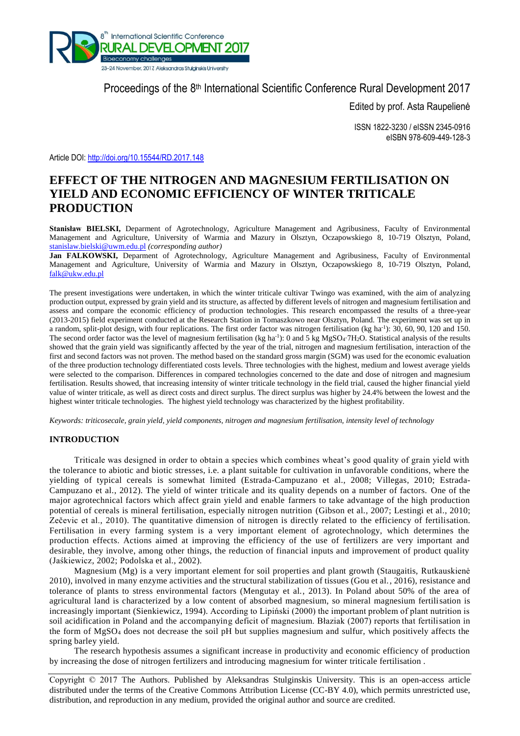Proceedings of the 8th International Scientific Conference Rural Development 2017

Edited by prof. Asta Raupelienė

ISSN 1822-3230 / eISSN 2345-0916
eISBN 978-609-449-128-3

Article DOI: http://doi.org/10.15544/RD.2017.148

# EFFECT OF THE NITROGEN AND MAGNESIUM FERTILISATION ON YIELD AND ECONOMIC EFFICIENCY OF WINTER TRITICALE PRODUCTION

**Stanisław BIELSKI,** Deparment of Agrotechnology, Agriculture Management and Agribusiness, Faculty of Environmental Management and Agriculture, University of Warmia and Mazury in Olsztyn, Oczapowskiego 8, 10-719 Olsztyn, Poland, stanislaw.bielski@uwm.edu.pl *(corresponding author)*

**Jan FALKOWSKI,** Deparment of Agrotechnology, Agriculture Management and Agribusiness, Faculty of Environmental Management and Agriculture, University of Warmia and Mazury in Olsztyn, Oczapowskiego 8, 10-719 Olsztyn, Poland, falk@ukw.edu.pl

The present investigations were undertaken, in which the winter triticale cultivar Twingo was examined, with the aim of analyzing production output, expressed by grain yield and its structure, as affected by different levels of nitrogen and magnesium fertilisation and assess and compare the economic efficiency of production technologies. This research encompassed the results of a three-year (2013-2015) field experiment conducted at the Research Station in Tomaszkowo near Olsztyn, Poland. The experiment was set up in a random, split-plot design, with four replications. The first order factor was nitrogen fertilisation (kg ha$^{-1}$): 30, 60, 90, 120 and 150. The second order factor was the level of magnesium fertilisation (kg ha$^{-1}$): 0 and 5 kg $MgSO_4 \cdot 7H_2O$. Statistical analysis of the results showed that the grain yield was significantly affected by the year of the trial, nitrogen and magnesium fertilisation, interaction of the first and second factors was not proven. The method based on the standard gross margin (SGM) was used for the economic evaluation of the three production technology differentiated costs levels. Three technologies with the highest, medium and lowest average yields were selected to the comparison. Differences in compared technologies concerned to the date and dose of nitrogen and magnesium fertilisation. Results showed, that increasing intensity of winter triticale technology in the field trial, caused the higher financial yield value of winter triticale, as well as direct costs and direct surplus. The direct surplus was higher by 24.4% between the lowest and the highest winter triticale technologies. The highest yield technology was characterized by the highest profitability.

*Keywords: triticosecale, grain yield, yield components, nitrogen and magnesium fertilisation, intensity level of technology*

## INTRODUCTION

Triticale was designed in order to obtain a species which combines wheat's good quality of grain yield with the tolerance to abiotic and biotic stresses, i.e. a plant suitable for cultivation in unfavorable conditions, where the yielding of typical cereals is somewhat limited (Estrada-Campuzano et al., 2008; Villegas, 2010; Estrada-Campuzano et al., 2012). The yield of winter triticale and its quality depends on a number of factors. One of the major agrotechnical factors which affect grain yield and enable farmers to take advantage of the high production potential of cereals is mineral fertilisation, especially nitrogen nutrition (Gibson et al., 2007; Lestingi et al., 2010; Zečevic et al., 2010). The quantitative dimension of nitrogen is directly related to the efficiency of fertilisation. Fertilisation in every farming system is a very important element of agrotechnology, which determines the production effects. Actions aimed at improving the efficiency of the use of fertilizers are very important and desirable, they involve, among other things, the reduction of financial inputs and improvement of product quality (Jaśkiewicz, 2002; Podolska et al., 2002).

Magnesium (Mg) is a very important element for soil properties and plant growth (Staugaitis, Rutkauskienė 2010), involved in many enzyme activities and the structural stabilization of tissues (Gou et al., 2016), resistance and tolerance of plants to stress environmental factors (Mengutay et al., 2013). In Poland about 50% of the area of agricultural land is characterized by a low content of absorbed magnesium, so mineral magnesium fertilisation is increasingly important (Sienkiewicz, 1994). According to Lipiński (2000) the important problem of plant nutrition is soil acidification in Poland and the accompanying deficit of magnesium. Błaziak (2007) reports that fertilisation in the form of $MgSO_4$ does not decrease the soil pH but supplies magnesium and sulfur, which positively affects the spring barley yield.

The research hypothesis assumes a significant increase in productivity and economic efficiency of production by increasing the dose of nitrogen fertilizers and introducing magnesium for winter triticale fertilisation .

Copyright © 2017 The Authors. Published by Aleksandras Stulginskis University. This is an open-access article distributed under the terms of the Creative Commons Attribution License (CC-BY 4.0), which permits unrestricted use, distribution, and reproduction in any medium, provided the original author and source are credited.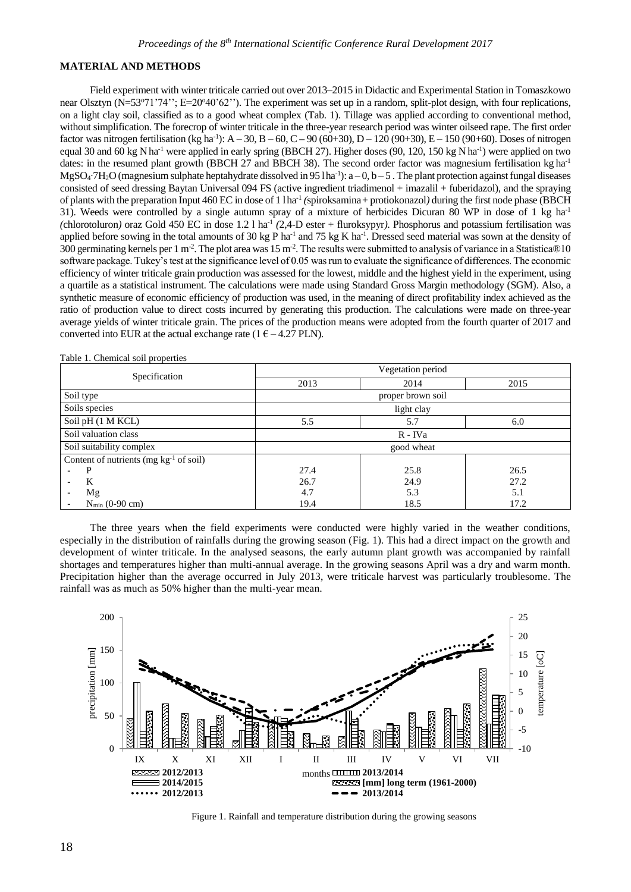## MATERIAL AND METHODS

Field experiment with winter triticale carried out over 2013–2015 in Didactic and Experimental Station in Tomaszkowo near Olsztyn (N=53°71'74''; E=20°40'62''). The experiment was set up in a random, split-plot design, with four replications, on a light clay soil, classified as to a good wheat complex (Tab. 1). Tillage was applied according to conventional method, without simplification. The forecrop of winter triticale in the three-year research period was winter oilseed rape. The first order factor was nitrogen fertilisation (kg ha$^{-1}$): A – 30, B – 60, C – 90 (60+30), D – 120 (90+30), E – 150 (90+60). Doses of nitrogen equal 30 and 60 kg N ha$^{-1}$ were applied in early spring (BBCH 27). Higher doses (90, 120, 150 kg N ha$^{-1}$) were applied on two dates: in the resumed plant growth (BBCH 27 and BBCH 38). The second order factor was magnesium fertilisation kg ha$^{-1}$ $MgSO_4{\cdot}7H_2O$ (magnesium sulphate heptahydrate dissolved in 95 l ha$^{-1}$): a – 0, b – 5 . The plant protection against fungal diseases consisted of seed dressing Baytan Universal 094 FS (active ingredient triadimenol + imazalil + fuberidazol), and the spraying of plants with the preparation Input 460 EC in dose of 1 l ha$^{-1}$ *(*spiroksamina + protiokonazol*)* during the first node phase (BBCH 31). Weeds were controlled by a single autumn spray of a mixture of herbicides Dicuran 80 WP in dose of 1 kg ha$^{-1}$ *(*chlorotoluron*)* oraz Gold 450 EC in dose 1.2 l ha$^{-1}$ *(*2,4-D ester + fluroksypyr*)*. Phosphorus and potassium fertilisation was applied before sowing in the total amounts of 30 kg P ha$^{-1}$ and 75 kg K ha$^{-1}$. Dressed seed material was sown at the density of 300 germinating kernels per 1 m$^{-2}$. The plot area was 15 m$^{-2}$. The results were submitted to analysis of variance in a Statistica®10 software package. Tukey's test at the significance level of 0.05 was run to evaluate the significance of differences. The economic efficiency of winter triticale grain production was assessed for the lowest, middle and the highest yield in the experiment, using a quartile as a statistical instrument. The calculations were made using Standard Gross Margin methodology (SGM). Also, a synthetic measure of economic efficiency of production was used, in the meaning of direct profitability index achieved as the ratio of production value to direct costs incurred by generating this production. The calculations were made on three-year average yields of winter triticale grain. The prices of the production means were adopted from the fourth quarter of 2017 and converted into EUR at the actual exchange rate (1 € – 4.27 PLN).

Table 1. Chemical soil properties

| Specification | Vegetation period | | |
|---|---|---|---|
| | 2013 | 2014 | 2015 |
| Soil type | proper brown soil | | |
| Soils species | light clay | | |
| Soil pH (1 M KCL) | 5.5 | 5.7 | 6.0 |
| Soil valuation class | R - IVa | | |
| Soil suitability complex | good wheat | | |
| Content of nutrients (mg kg$^{-1}$ of soil) | | | |
| - P | 27.4 | 25.8 | 26.5 |
| - K | 26.7 | 24.9 | 27.2 |
| - Mg | 4.7 | 5.3 | 5.1 |
| - $N_{min}$ (0-90 cm) | 19.4 | 18.5 | 17.2 |

The three years when the field experiments were conducted were highly varied in the weather conditions, especially in the distribution of rainfalls during the growing season (Fig. 1). This had a direct impact on the growth and development of winter triticale. In the analysed seasons, the early autumn plant growth was accompanied by rainfall shortages and temperatures higher than multi-annual average. In the growing seasons April was a dry and warm month. Precipitation higher than the average occurred in July 2013, were triticale harvest was particularly troublesome. The rainfall was as much as 50% higher than the multi-year mean.

Figure 1. Rainfall and temperature distribution during the growing seasons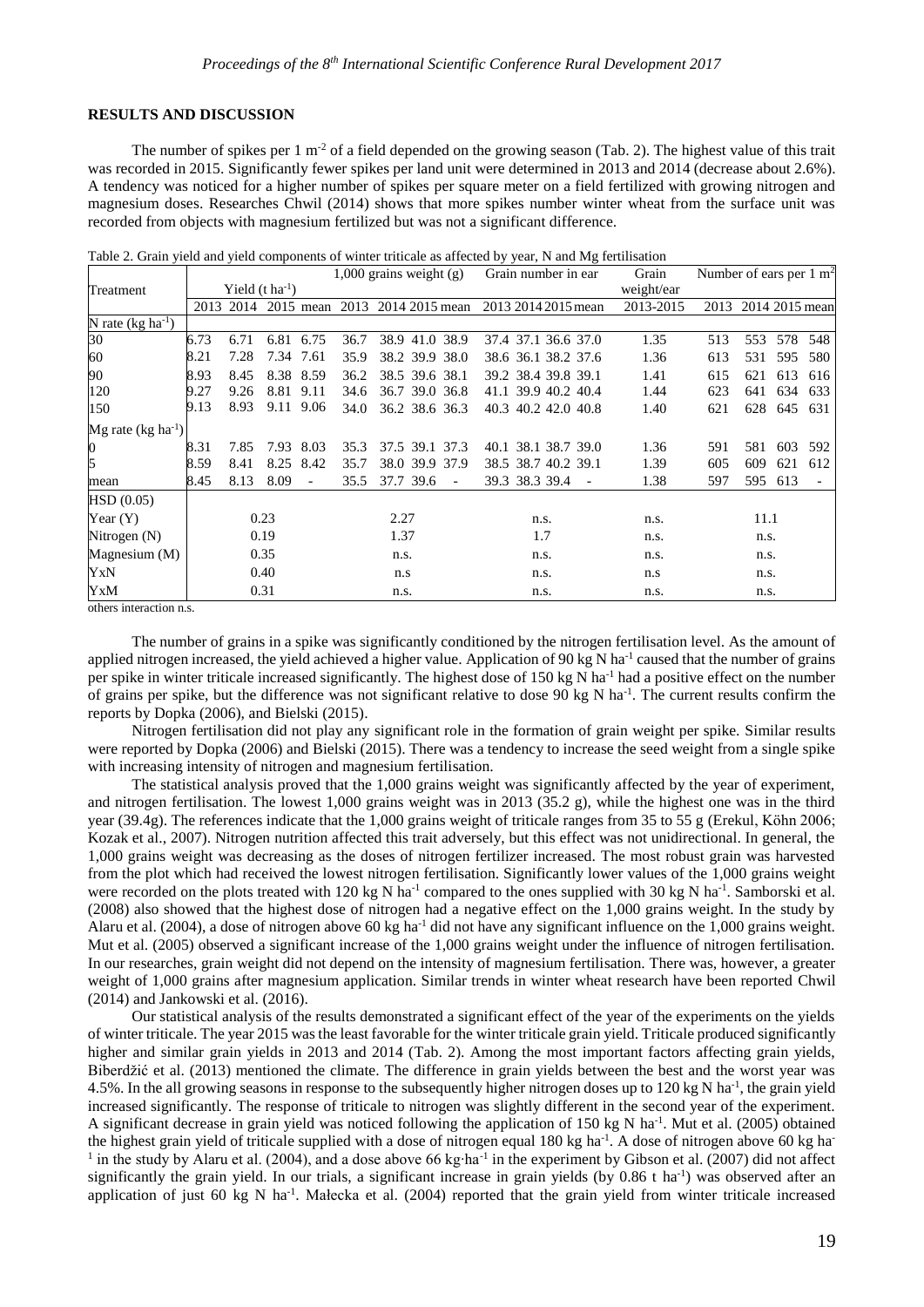## RESULTS AND DISCUSSION

The number of spikes per 1 $m^{-2}$ of a field depended on the growing season (Tab. 2). The highest value of this trait was recorded in 2015. Significantly fewer spikes per land unit were determined in 2013 and 2014 (decrease about 2.6%). A tendency was noticed for a higher number of spikes per square meter on a field fertilized with growing nitrogen and magnesium doses. Researches Chwil (2014) shows that more spikes number winter wheat from the surface unit was recorded from objects with magnesium fertilized but was not a significant difference.

Table 2. Grain yield and yield components of winter triticale as affected by year, N and Mg fertilisation

| Treatment | Yield (t ha$^{-1}$) | | | | 1,000 grains weight (g) | | | | Grain number in ear | | | | Grain weight/ear | Number of ears per 1 $m^2$ | | | |
|---|---|---|---|---|---|---|---|---|---|---|---|---|---|---|---|---|---|
| | 2013 | 2014 | 2015 | mean | 2013 | 2014 | 2015 | mean | 2013 | 2014 | 2015 | mean | 2013-2015 | 2013 | 2014 | 2015 | mean |
| N rate (kg ha$^{-1}$) | | | | | | | | | | | | | | | | | |
| 30 | 6.73 | 6.71 | 6.81 | 6.75 | 36.7 | 38.9 | 41.0 | 38.9 | 37.4 | 37.1 | 36.6 | 37.0 | 1.35 | 513 | 553 | 578 | 548 |
| 60 | 8.21 | 7.28 | 7.34 | 7.61 | 35.9 | 38.2 | 39.9 | 38.0 | 38.6 | 36.1 | 38.2 | 37.6 | 1.36 | 613 | 531 | 595 | 580 |
| 90 | 8.93 | 8.45 | 8.38 | 8.59 | 36.2 | 38.5 | 39.6 | 38.1 | 39.2 | 38.4 | 39.8 | 39.1 | 1.41 | 615 | 621 | 613 | 616 |
| 120 | 9.27 | 9.26 | 8.81 | 9.11 | 34.6 | 36.7 | 39.0 | 36.8 | 41.1 | 39.9 | 40.2 | 40.4 | 1.44 | 623 | 641 | 634 | 633 |
| 150 | 9.13 | 8.93 | 9.11 | 9.06 | 34.0 | 36.2 | 38.6 | 36.3 | 40.3 | 40.2 | 42.0 | 40.8 | 1.40 | 621 | 628 | 645 | 631 |
| Mg rate (kg ha$^{-1}$) | | | | | | | | | | | | | | | | | |
| 0 | 8.31 | 7.85 | 7.93 | 8.03 | 35.3 | 37.5 | 39.1 | 37.3 | 40.1 | 38.1 | 38.7 | 39.0 | 1.36 | 591 | 581 | 603 | 592 |
| 5 | 8.59 | 8.41 | 8.25 | 8.42 | 35.7 | 38.0 | 39.9 | 37.9 | 38.5 | 38.7 | 40.2 | 39.1 | 1.39 | 605 | 609 | 621 | 612 |
| mean | 8.45 | 8.13 | 8.09 | - | 35.5 | 37.7 | 39.6 | - | 39.3 | 38.3 | 39.4 | - | 1.38 | 597 | 595 | 613 | - |
| HSD (0.05) | | | | | | | | | | | | | | | | | |
| Year (Y) | 0.23 | | | | 2.27 | | | | n.s. | | | | n.s. | 11.1 | | | |
| Nitrogen (N) | 0.19 | | | | 1.37 | | | | 1.7 | | | | n.s. | n.s. | | | |
| Magnesium (M) | 0.35 | | | | n.s. | | | | n.s. | | | | n.s. | n.s. | | | |
| YxN | 0.40 | | | | n.s | | | | n.s. | | | | n.s | n.s. | | | |
| YxM | 0.31 | | | | n.s. | | | | n.s. | | | | n.s. | n.s. | | | |

others interaction n.s.

The number of grains in a spike was significantly conditioned by the nitrogen fertilisation level. As the amount of applied nitrogen increased, the yield achieved a higher value. Application of 90 kg N ha$^{-1}$ caused that the number of grains per spike in winter triticale increased significantly. The highest dose of 150 kg N ha$^{-1}$ had a positive effect on the number of grains per spike, but the difference was not significant relative to dose 90 kg N ha$^{-1}$. The current results confirm the reports by Dopka (2006), and Bielski (2015).

Nitrogen fertilisation did not play any significant role in the formation of grain weight per spike. Similar results were reported by Dopka (2006) and Bielski (2015). There was a tendency to increase the seed weight from a single spike with increasing intensity of nitrogen and magnesium fertilisation.

The statistical analysis proved that the 1,000 grains weight was significantly affected by the year of experiment, and nitrogen fertilisation. The lowest 1,000 grains weight was in 2013 (35.2 g), while the highest one was in the third year (39.4g). The references indicate that the 1,000 grains weight of triticale ranges from 35 to 55 g (Erekul, Köhn 2006; Kozak et al., 2007). Nitrogen nutrition affected this trait adversely, but this effect was not unidirectional. In general, the 1,000 grains weight was decreasing as the doses of nitrogen fertilizer increased. The most robust grain was harvested from the plot which had received the lowest nitrogen fertilisation. Significantly lower values of the 1,000 grains weight were recorded on the plots treated with 120 kg N ha$^{-1}$ compared to the ones supplied with 30 kg N ha$^{-1}$. Samborski et al. (2008) also showed that the highest dose of nitrogen had a negative effect on the 1,000 grains weight. In the study by Alaru et al. (2004), a dose of nitrogen above 60 kg ha$^{-1}$ did not have any significant influence on the 1,000 grains weight. Mut et al. (2005) observed a significant increase of the 1,000 grains weight under the influence of nitrogen fertilisation. In our researches, grain weight did not depend on the intensity of magnesium fertilisation. There was, however, a greater weight of 1,000 grains after magnesium application. Similar trends in winter wheat research have been reported Chwil (2014) and Jankowski et al. (2016).

Our statistical analysis of the results demonstrated a significant effect of the year of the experiments on the yields of winter triticale. The year 2015 was the least favorable for the winter triticale grain yield. Triticale produced significantly higher and similar grain yields in 2013 and 2014 (Tab. 2). Among the most important factors affecting grain yields, Biberdžić et al. (2013) mentioned the climate. The difference in grain yields between the best and the worst year was 4.5%. In the all growing seasons in response to the subsequently higher nitrogen doses up to 120 kg N ha$^{-1}$, the grain yield increased significantly. The response of triticale to nitrogen was slightly different in the second year of the experiment. A significant decrease in grain yield was noticed following the application of 150 kg N ha$^{-1}$. Mut et al. (2005) obtained the highest grain yield of triticale supplied with a dose of nitrogen equal 180 kg ha$^{-1}$. A dose of nitrogen above 60 kg ha$^{-1}$ in the study by Alaru et al. (2004), and a dose above 66 kg·ha$^{-1}$ in the experiment by Gibson et al. (2007) did not affect significantly the grain yield. In our trials, a significant increase in grain yields (by 0.86 t ha$^{-1}$) was observed after an application of just 60 kg N ha$^{-1}$. Małecka et al. (2004) reported that the grain yield from winter triticale increased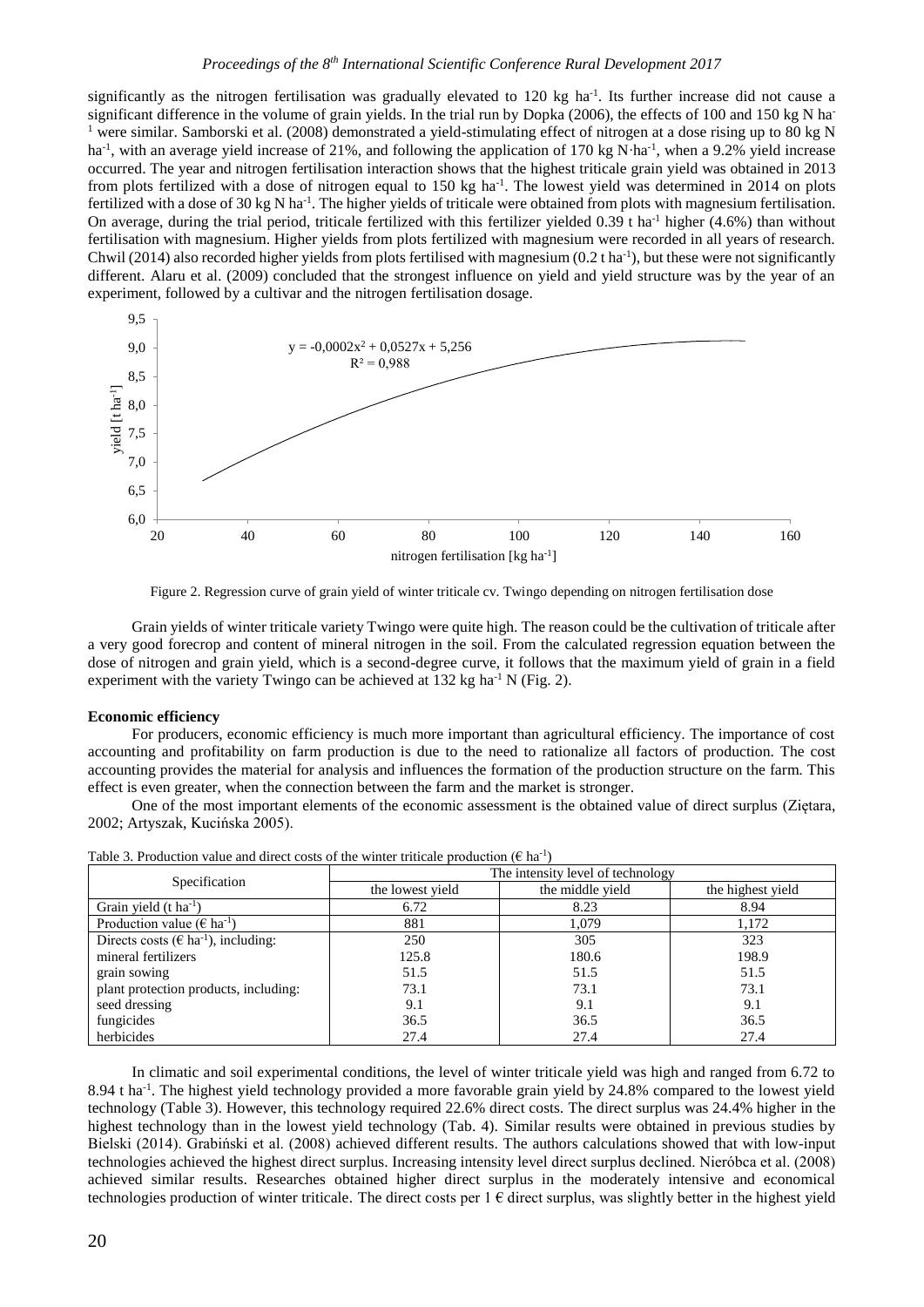significantly as the nitrogen fertilisation was gradually elevated to 120 kg ha$^{-1}$. Its further increase did not cause a significant difference in the volume of grain yields. In the trial run by Dopka (2006), the effects of 100 and 150 kg N ha$^{-1}$ were similar. Samborski et al. (2008) demonstrated a yield-stimulating effect of nitrogen at a dose rising up to 80 kg N ha$^{-1}$, with an average yield increase of 21%, and following the application of 170 kg N·ha$^{-1}$, when a 9.2% yield increase occurred. The year and nitrogen fertilisation interaction shows that the highest triticale grain yield was obtained in 2013 from plots fertilized with a dose of nitrogen equal to 150 kg ha$^{-1}$. The lowest yield was determined in 2014 on plots fertilized with a dose of 30 kg N ha$^{-1}$. The higher yields of triticale were obtained from plots with magnesium fertilisation. On average, during the trial period, triticale fertilized with this fertilizer yielded 0.39 t ha$^{-1}$ higher (4.6%) than without fertilisation with magnesium. Higher yields from plots fertilized with magnesium were recorded in all years of research. Chwil (2014) also recorded higher yields from plots fertilised with magnesium (0.2 t ha$^{-1}$), but these were not significantly different. Alaru et al. (2009) concluded that the strongest influence on yield and yield structure was by the year of an experiment, followed by a cultivar and the nitrogen fertilisation dosage.

$$y = -0{,}0002x^2 + 0{,}0527x + 5{,}256$$
$$R^2 = 0{,}988$$

Figure 2. Regression curve of grain yield of winter triticale cv. Twingo depending on nitrogen fertilisation dose

Grain yields of winter triticale variety Twingo were quite high. The reason could be the cultivation of triticale after a very good forecrop and content of mineral nitrogen in the soil. From the calculated regression equation between the dose of nitrogen and grain yield, which is a second-degree curve, it follows that the maximum yield of grain in a field experiment with the variety Twingo can be achieved at 132 kg ha$^{-1}$ N (Fig. 2).

**Economic efficiency**

For producers, economic efficiency is much more important than agricultural efficiency. The importance of cost accounting and profitability on farm production is due to the need to rationalize all factors of production. The cost accounting provides the material for analysis and influences the formation of the production structure on the farm. This effect is even greater, when the connection between the farm and the market is stronger.

One of the most important elements of the economic assessment is the obtained value of direct surplus (Ziętara, 2002; Artyszak, Kucińska 2005).

Table 3. Production value and direct costs of the winter triticale production (€ ha$^{-1}$)

| Specification | The intensity level of technology | | |
|---|---|---|---|
| | the lowest yield | the middle yield | the highest yield |
| Grain yield (t ha$^{-1}$) | 6.72 | 8.23 | 8.94 |
| Production value (€ ha$^{-1}$) | 881 | 1,079 | 1,172 |
| Directs costs (€ ha$^{-1}$), including: | 250 | 305 | 323 |
| mineral fertilizers | 125.8 | 180.6 | 198.9 |
| grain sowing | 51.5 | 51.5 | 51.5 |
| plant protection products, including: | 73.1 | 73.1 | 73.1 |
| seed dressing | 9.1 | 9.1 | 9.1 |
| fungicides | 36.5 | 36.5 | 36.5 |
| herbicides | 27.4 | 27.4 | 27.4 |

In climatic and soil experimental conditions, the level of winter triticale yield was high and ranged from 6.72 to 8.94 t ha$^{-1}$. The highest yield technology provided a more favorable grain yield by 24.8% compared to the lowest yield technology (Table 3). However, this technology required 22.6% direct costs. The direct surplus was 24.4% higher in the highest technology than in the lowest yield technology (Tab. 4). Similar results were obtained in previous studies by Bielski (2014). Grabiński et al. (2008) achieved different results. The authors calculations showed that with low-input technologies achieved the highest direct surplus. Increasing intensity level direct surplus declined. Nieróbca et al. (2008) achieved similar results. Researches obtained higher direct surplus in the moderately intensive and economical technologies production of winter triticale. The direct costs per 1 € direct surplus, was slightly better in the highest yield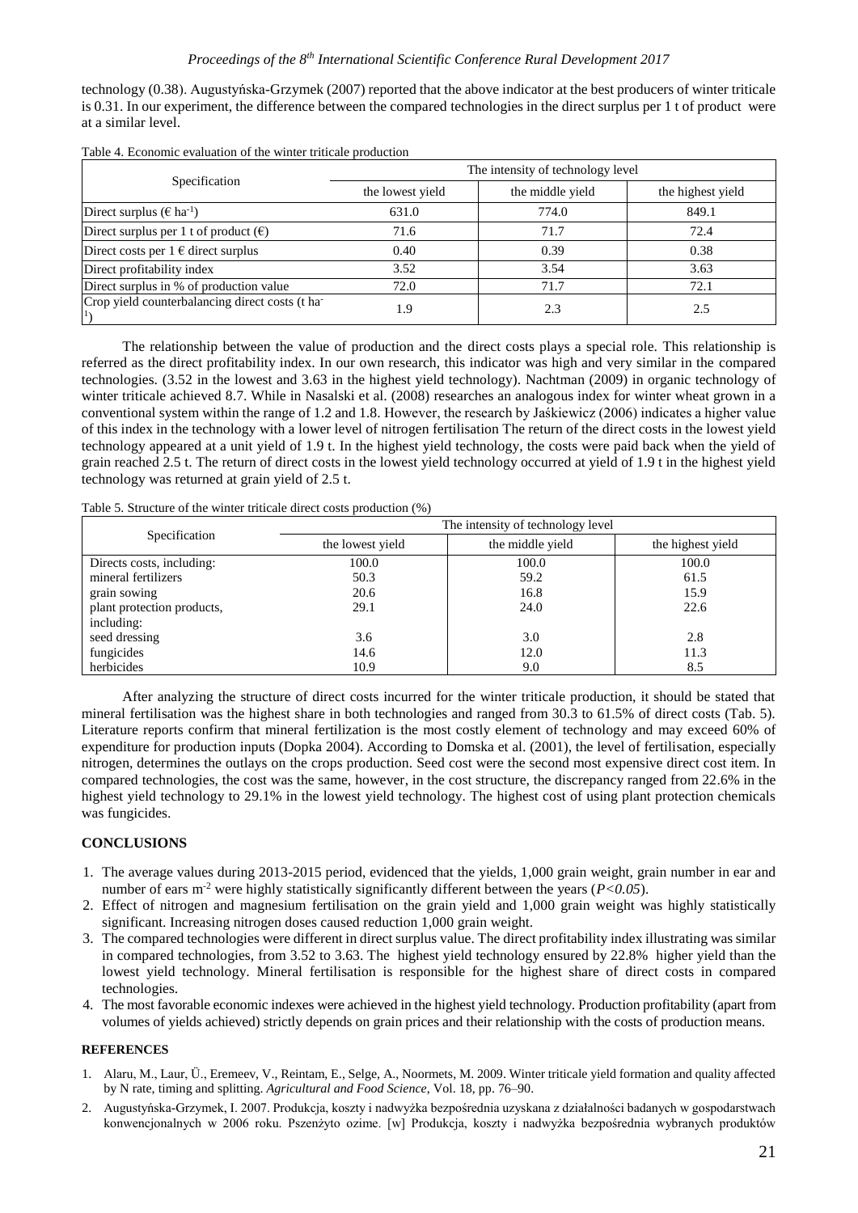technology (0.38). Augustyńska-Grzymek (2007) reported that the above indicator at the best producers of winter triticale is 0.31. In our experiment, the difference between the compared technologies in the direct surplus per 1 t of product were at a similar level.

Table 4. Economic evaluation of the winter triticale production

| Specification | The intensity of technology level | | |
|---|---|---|---|
| | the lowest yield | the middle yield | the highest yield |
| Direct surplus (€ $ha^{-1}$) | 631.0 | 774.0 | 849.1 |
| Direct surplus per 1 t of product (€) | 71.6 | 71.7 | 72.4 |
| Direct costs per 1 € direct surplus | 0.40 | 0.39 | 0.38 |
| Direct profitability index | 3.52 | 3.54 | 3.63 |
| Direct surplus in % of production value | 72.0 | 71.7 | 72.1 |
| Crop yield counterbalancing direct costs (t $ha^{-1}$) | 1.9 | 2.3 | 2.5 |

The relationship between the value of production and the direct costs plays a special role. This relationship is referred as the direct profitability index. In our own research, this indicator was high and very similar in the compared technologies. (3.52 in the lowest and 3.63 in the highest yield technology). Nachtman (2009) in organic technology of winter triticale achieved 8.7. While in Nasalski et al. (2008) researches an analogous index for winter wheat grown in a conventional system within the range of 1.2 and 1.8. However, the research by Jaśkiewicz (2006) indicates a higher value of this index in the technology with a lower level of nitrogen fertilisation The return of the direct costs in the lowest yield technology appeared at a unit yield of 1.9 t. In the highest yield technology, the costs were paid back when the yield of grain reached 2.5 t. The return of direct costs in the lowest yield technology occurred at yield of 1.9 t in the highest yield technology was returned at grain yield of 2.5 t.

Table 5. Structure of the winter triticale direct costs production (%)

| Specification | The intensity of technology level | | |
|---|---|---|---|
| | the lowest yield | the middle yield | the highest yield |
| Directs costs, including: | 100.0 | 100.0 | 100.0 |
| mineral fertilizers | 50.3 | 59.2 | 61.5 |
| grain sowing | 20.6 | 16.8 | 15.9 |
| plant protection products, including: | 29.1 | 24.0 | 22.6 |
| seed dressing | 3.6 | 3.0 | 2.8 |
| fungicides | 14.6 | 12.0 | 11.3 |
| herbicides | 10.9 | 9.0 | 8.5 |

After analyzing the structure of direct costs incurred for the winter triticale production, it should be stated that mineral fertilisation was the highest share in both technologies and ranged from 30.3 to 61.5% of direct costs (Tab. 5). Literature reports confirm that mineral fertilization is the most costly element of technology and may exceed 60% of expenditure for production inputs (Dopka 2004). According to Domska et al. (2001), the level of fertilisation, especially nitrogen, determines the outlays on the crops production. Seed cost were the second most expensive direct cost item. In compared technologies, the cost was the same, however, in the cost structure, the discrepancy ranged from 22.6% in the highest yield technology to 29.1% in the lowest yield technology. The highest cost of using plant protection chemicals was fungicides.

## CONCLUSIONS

1. The average values during 2013-2015 period, evidenced that the yields, 1,000 grain weight, grain number in ear and number of ears $m^{-2}$ were highly statistically significantly different between the years ($P<0.05$).
2. Effect of nitrogen and magnesium fertilisation on the grain yield and 1,000 grain weight was highly statistically significant. Increasing nitrogen doses caused reduction 1,000 grain weight.
3. The compared technologies were different in direct surplus value. The direct profitability index illustrating was similar in compared technologies, from 3.52 to 3.63. The highest yield technology ensured by 22.8% higher yield than the lowest yield technology. Mineral fertilisation is responsible for the highest share of direct costs in compared technologies.
4. The most favorable economic indexes were achieved in the highest yield technology. Production profitability (apart from volumes of yields achieved) strictly depends on grain prices and their relationship with the costs of production means.

## REFERENCES

1. Alaru, M., Laur, Ü., Eremeev, V., Reintam, E., Selge, A., Noormets, M. 2009. Winter triticale yield formation and quality affected by N rate, timing and splitting. *Agricultural and Food Science*, Vol. 18, pp. 76–90.
2. Augustyńska-Grzymek, I. 2007. Produkcja, koszty i nadwyżka bezpośrednia uzyskana z działalności badanych w gospodarstwach konwencjonalnych w 2006 roku. Pszenżyto ozime. [w] Produkcja, koszty i nadwyżka bezpośrednia wybranych produktów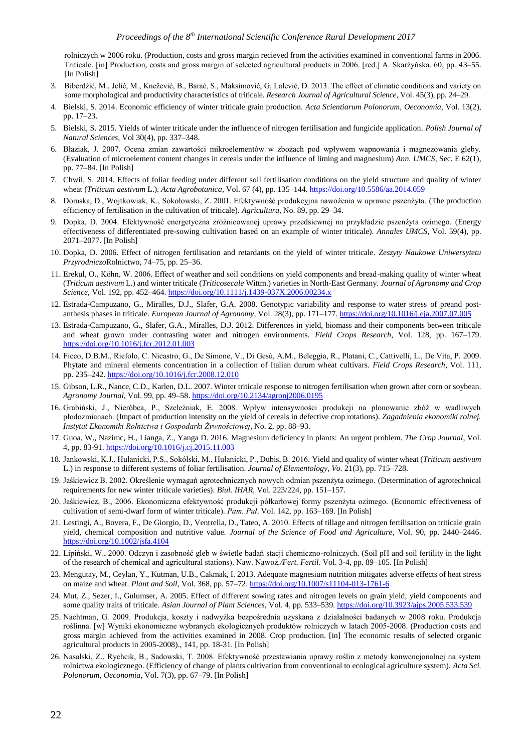rolniczych w 2006 roku. (Production, costs and gross margin recieved from the activities examined in conventional farms in 2006. Triticale. [in] Production, costs and gross margin of selected agricultural products in 2006. [red.] A. Skarżyńska. 60, pp. 43–55. [In Polish]

3. Biberdžić, M., Jelić, M., Knežević, B., Barać, S., Maksimović, G, Lalević, D. 2013. The effect of climatic conditions and variety on some morphological and productivity characteristics of triticale. *Research Journal of Agricultural Science*, Vol. 45(3), pp. 24–29.
4. Bielski, S. 2014. Economic efficiency of winter triticale grain production. *Acta Scientiarum Polonorum, Oeconomia*, Vol. 13(2), pp. 17–23.
5. Bielski, S. 2015. Yields of winter triticale under the influence of nitrogen fertilisation and fungicide application. *Polish Journal of Natural Sciences*, Vol 30(4), pp. 337–348.
6. Błaziak, J. 2007. Ocena zmian zawartości mikroelementów w zbożach pod wpływem wapnowania i magnezowania gleby. (Evaluation of microelement content changes in cereals under the influence of liming and magnesium) *Ann. UMCS*, Sec. E 62(1), pp. 77–84. [In Polish]
7. Chwil, S. 2014. Effects of foliar feeding under different soil fertilisation conditions on the yield structure and quality of winter wheat (*Triticum aestivum* L.). *Acta Agrobotanica*, Vol. 67 (4), pp. 135–144. https://doi.org/10.5586/aa.2014.059
8. Domska, D., Wojtkowiak, K., Sokołowski, Z. 2001. Efektywność produkcyjna nawożenia w uprawie pszenżyta. (The production efficiency of fertilisation in the cultivation of triticale). *Agricultura*, No. 89, pp. 29–34.
9. Dopka, D. 2004. Efektywność energetyczna zróżnicowanej uprawy przedsiewnej na przykładzie pszenżyta ozimego. (Energy effectiveness of differentiated pre-sowing cultivation based on an example of winter triticale). *Annales UMCS*, Vol. 59(4), pp. 2071–2077. [In Polish]
10. Dopka, D. 2006. Effect of nitrogen fertilisation and retardants on the yield of winter triticale. *Zeszyty Naukowe Uniwersytetu Przyrodniczo*Rolnictwo, 74–75, pp. 25–36.
11. Erekul, O., Köhn, W. 2006. Effect of weather and soil conditions on yield components and bread-making quality of winter wheat (*Triticum aestivum* L.) and winter triticale (*Triticosecale* Wittm.) varieties in North-East Germany. *Journal of Agronomy and Crop Science*, Vol. 192, pp. 452–464. https://doi.org/10.1111/j.1439-037X.2006.00234.x
12. Estrada-Campuzano, G., Miralles, D.J., Slafer, G.A. 2008. Genotypic variability and response to water stress of preand post-anthesis phases in triticale. *European Journal of Agronomy*, Vol. 28(3), pp. 171–177. https://doi.org/10.1016/j.eja.2007.07.005
13. Estrada-Campuzano, G., Slafer, G.A., Miralles, D.J. 2012. Differences in yield, biomass and their components between triticale and wheat grown under contrasting water and nitrogen environments. *Field Crops Research*, Vol. 128, pp. 167–179. https://doi.org/10.1016/j.fcr.2012.01.003
14. Ficco, D.B.M., Riefolo, C. Nicastro, G., De Simone, V., Di Gesù, A.M., Beleggia, R., Platani, C., Cattivelli, L., De Vita, P. 2009. Phytate and mineral elements concentration in a collection of Italian durum wheat cultivars. *Field Crops Research*, Vol. 111, pp. 235–242. https://doi.org/10.1016/j.fcr.2008.12.010
15. Gibson, L.R., Nance, C.D., Karlen, D.L. 2007. Winter triticale response to nitrogen fertilisation when grown after corn or soybean. *Agronomy Journal*, Vol. 99, pp. 49–58. https://doi.org/10.2134/agronj2006.0195
16. Grabiński, J., Nierόbca, P., Szeleźniak, E. 2008. Wpływ intensywności produkcji na plonowanie zbóż w wadliwych płodozmianach. (Impact of production intensity on the yield of cereals in defective crop rotations). *Zagadnienia ekonomiki rolnej. Instytut Ekonomiki Rolnictwa i Gospodarki Żywnościowej*, No. 2, pp. 88–93.
17. Guoa, W., Nazimc, H., Lianga, Z., Yanga D. 2016. Magnesium deficiency in plants: An urgent problem. *The Crop Journal*, Vol. 4, pp. 83-91. https://doi.org/10.1016/j.cj.2015.11.003
18. Jankowski, K.J., Hulanicki, P.S., Sokólski, M., Hulanicki, P., Dubis, B. 2016. Yield and quality of winter wheat (*Triticum aestivum* L.) in response to different systems of foliar fertilisation. *Journal of Elementology*, *Vo*. 21(3), pp. 715–728.
19. Jaśkiewicz B. 2002. Określenie wymagań agrotechnicznych nowych odmian pszenżyta ozimego. (Determination of agrotechnical requirements for new winter triticale varieties). *Biul. IHAR*, Vol. 223/224, pp. 151–157.
20. Jaśkiewicz, B., 2006. Ekonomiczna efektywność produkcji półkarłowej formy pszenżyta ozimego. (Economic effectiveness of cultivation of semi-dwarf form of winter triticale). *Pam. Puł*. Vol. 142, pp. 163–169. [In Polish]
21. Lestingi, A., Bovera, F., De Giorgio, D., Ventrella, D., Tateo, A. 2010. Effects of tillage and nitrogen fertilisation on triticale grain yield, chemical composition and nutritive value. *Journal of the Science of Food and Agriculture*, Vol. 90, pp. 2440–2446. https://doi.org/10.1002/jsfa.4104
22. Lipiński, W., 2000. Odczyn i zasobność gleb w świetle badań stacji chemiczno-rolniczych. (Soil pH and soil fertility in the light of the research of chemical and agricultural stations). Naw. Nawoż*./Fert. Fertil*. Vol. 3-4, pp. 89–105. [In Polish]
23. Mengutay, M., Ceylan, Y., Kutman, U.B., Cakmak, I. 2013. Adequate magnesium nutrition mitigates adverse effects of heat stress on maize and wheat. *Plant and Soil*, Vol. 368, pp. 57–72. https://doi.org/10.1007/s11104-013-1761-6
24. Mut, Z., Sezer, I., Gulumser, A. 2005. Effect of different sowing rates and nitrogen levels on grain yield, yield components and some quality traits of triticale. *Asian Journal of Plant Sciences*, Vol. 4, pp. 533–539. https://doi.org/10.3923/ajps.2005.533.539
25. Nachtman, G. 2009. Produkcja, koszty i nadwyżka bezpośrednia uzyskana z działalności badanych w 2008 roku. Produkcja roślinna. [w] Wyniki ekonomiczne wybranych ekologicznych produktów rolniczych w latach 2005-2008. (Production costs and gross margin achieved from the activities examined in 2008. Crop production. [in] The economic results of selected organic agricultural products in 2005-2008)., 141, pp. 18-31. [In Polish]
26. Nasalski, Z., Rychcik, B., Sadowski, T. 2008. Efektywność przestawiania uprawy roślin z metody konwencjonalnej na system rolnictwa ekologicznego. (Efficiency of change of plants cultivation from conventional to ecological agriculture system). *Acta Sci. Polonorum, Oeconomia*, Vol. 7(3), pp. 67–79. [In Polish]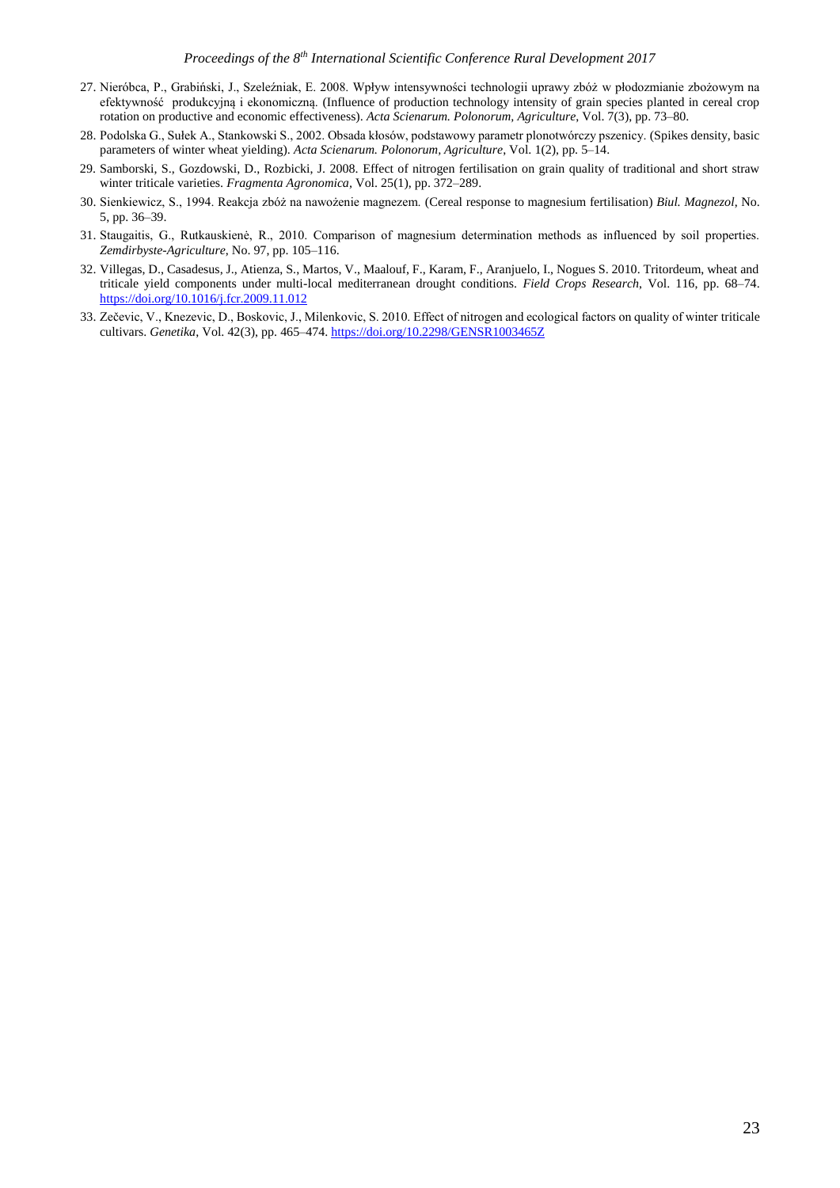27. Nieróbca, P., Grabiński, J., Szeleźniak, E. 2008. Wpływ intensywności technologii uprawy zbóż w płodozmianie zbożowym na efektywność produkcyjną i ekonomiczną. (Influence of production technology intensity of grain species planted in cereal crop rotation on productive and economic effectiveness). *Acta Scienarum. Polonorum, Agriculture*, Vol. 7(3), pp. 73–80.
28. Podolska G., Sułek A., Stankowski S., 2002. Obsada kłosów, podstawowy parametr plonotwórczy pszenicy. (Spikes density, basic parameters of winter wheat yielding). *Acta Scienarum. Polonorum, Agriculture*, Vol. 1(2), pp. 5–14.
29. Samborski, S., Gozdowski, D., Rozbicki, J. 2008. Effect of nitrogen fertilisation on grain quality of traditional and short straw winter triticale varieties. *Fragmenta Agronomica*, Vol. 25(1), pp. 372–289.
30. Sienkiewicz, S., 1994. Reakcja zbóż na nawożenie magnezem. (Cereal response to magnesium fertilisation) *Biul. Magnezol*, No. 5, pp. 36–39.
31. Staugaitis, G., Rutkauskienė, R., 2010. Comparison of magnesium determination methods as influenced by soil properties. *Zemdirbyste-Agriculture*, No. 97, pp. 105–116.
32. Villegas, D., Casadesus, J., Atienza, S., Martos, V., Maalouf, F., Karam, F., Aranjuelo, I., Nogues S. 2010. Tritordeum, wheat and triticale yield components under multi-local mediterranean drought conditions. *Field Crops Research*, Vol. 116, pp. 68–74. https://doi.org/10.1016/j.fcr.2009.11.012
33. Zečevic, V., Knezevic, D., Boskovic, J., Milenkovic, S. 2010. Effect of nitrogen and ecological factors on quality of winter triticale cultivars. *Genetika*, Vol. 42(3), pp. 465–474. https://doi.org/10.2298/GENSR1003465Z